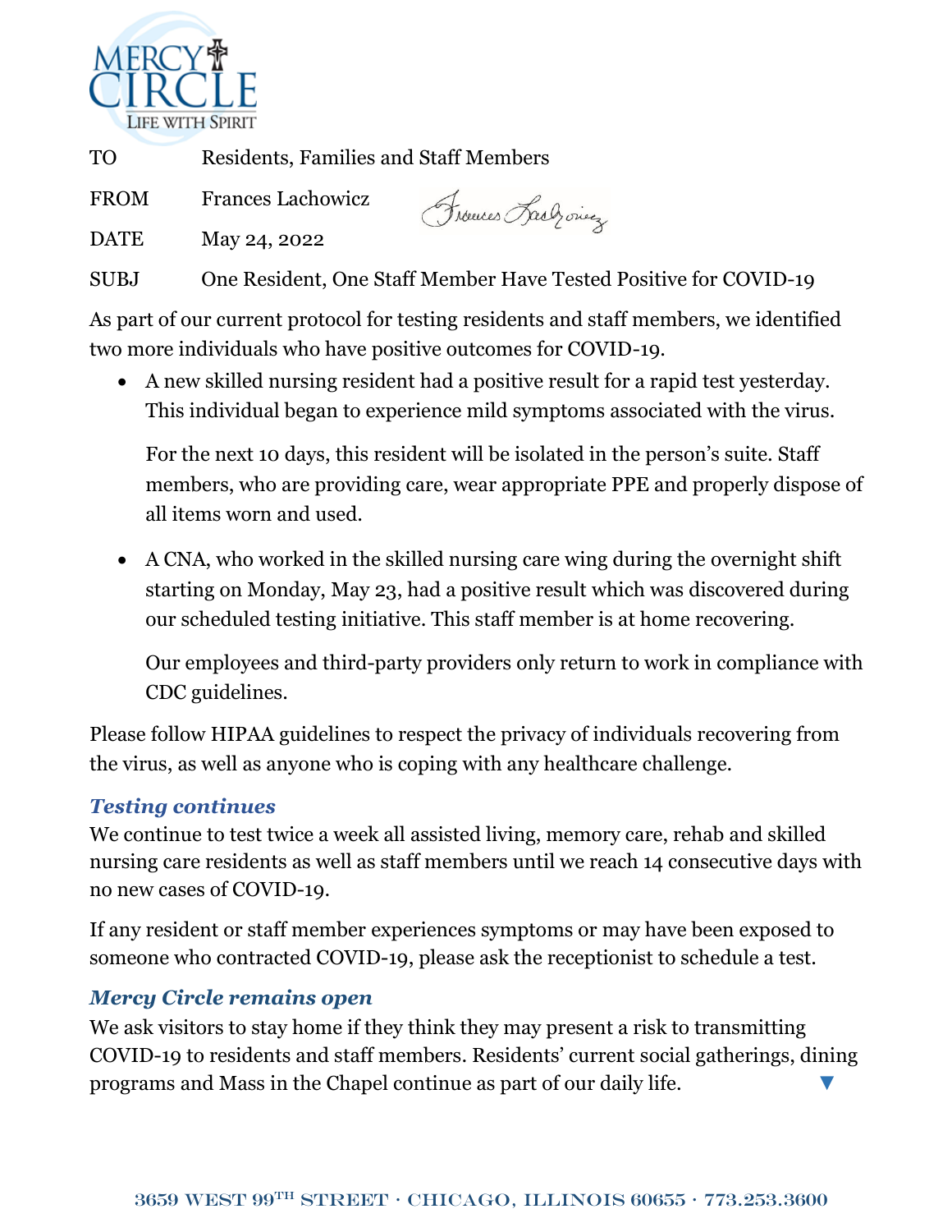MERCY CIRCLE
LIFE WITH SPIRIT

| | |
|---|---|
| TO | Residents, Families and Staff Members |
| FROM | Frances Lachowicz |
| DATE | May 24, 2022 |
| SUBJ | One Resident, One Staff Member Have Tested Positive for COVID-19 |

As part of our current protocol for testing residents and staff members, we identified two more individuals who have positive outcomes for COVID-19.

- A new skilled nursing resident had a positive result for a rapid test yesterday. This individual began to experience mild symptoms associated with the virus.

  For the next 10 days, this resident will be isolated in the person's suite. Staff members, who are providing care, wear appropriate PPE and properly dispose of all items worn and used.

- A CNA, who worked in the skilled nursing care wing during the overnight shift starting on Monday, May 23, had a positive result which was discovered during our scheduled testing initiative. This staff member is at home recovering.

  Our employees and third-party providers only return to work in compliance with CDC guidelines.

Please follow HIPAA guidelines to respect the privacy of individuals recovering from the virus, as well as anyone who is coping with any healthcare challenge.

### *Testing continues*

We continue to test twice a week all assisted living, memory care, rehab and skilled nursing care residents as well as staff members until we reach 14 consecutive days with no new cases of COVID-19.

If any resident or staff member experiences symptoms or may have been exposed to someone who contracted COVID-19, please ask the receptionist to schedule a test.

### *Mercy Circle remains open*

We ask visitors to stay home if they think they may present a risk to transmitting COVID-19 to residents and staff members. Residents' current social gatherings, dining programs and Mass in the Chapel continue as part of our daily life. ▼

3659 WEST 99TH STREET · CHICAGO, ILLINOIS 60655 · 773.253.3600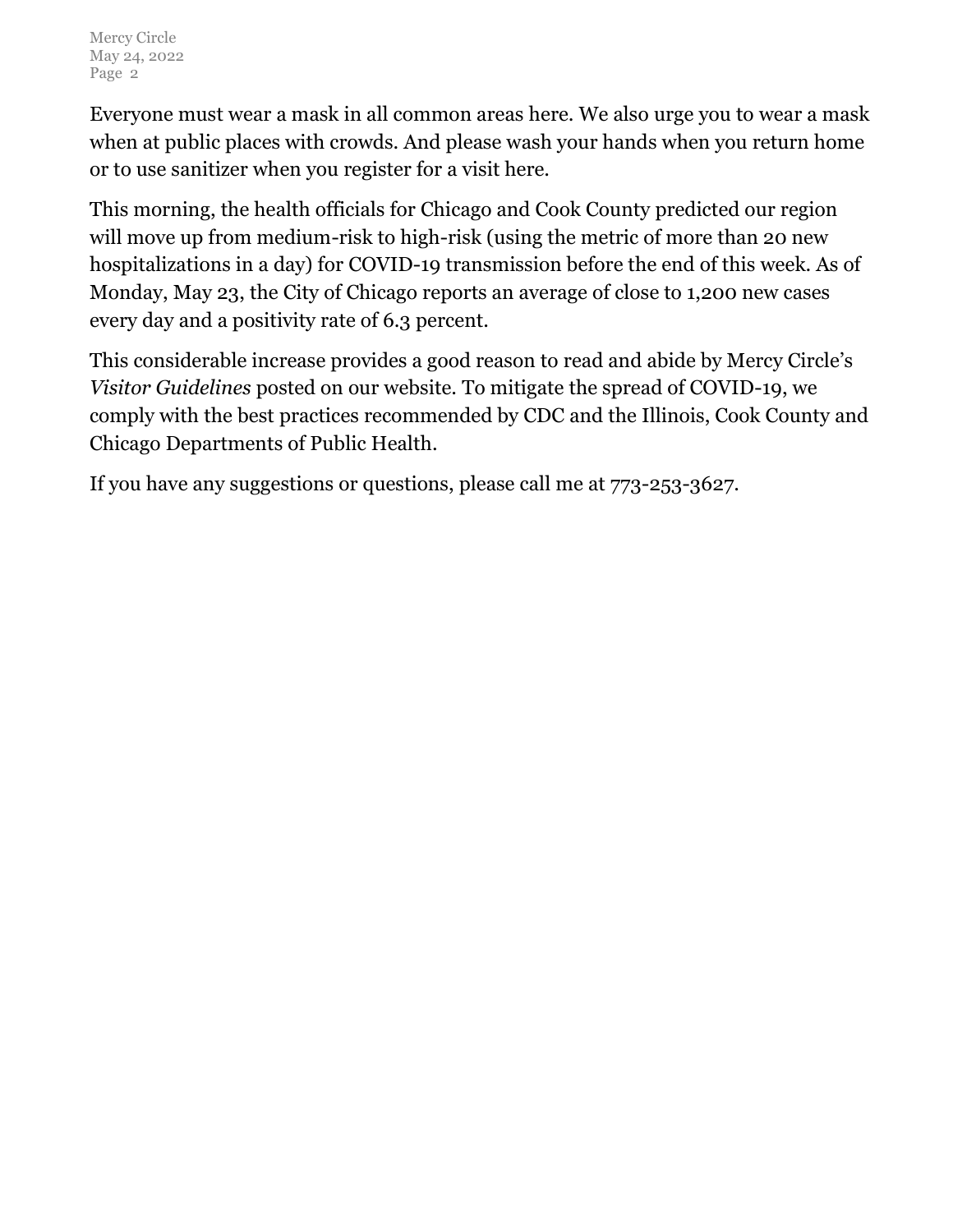Everyone must wear a mask in all common areas here. We also urge you to wear a mask when at public places with crowds. And please wash your hands when you return home or to use sanitizer when you register for a visit here.

This morning, the health officials for Chicago and Cook County predicted our region will move up from medium-risk to high-risk (using the metric of more than 20 new hospitalizations in a day) for COVID-19 transmission before the end of this week. As of Monday, May 23, the City of Chicago reports an average of close to 1,200 new cases every day and a positivity rate of 6.3 percent.

This considerable increase provides a good reason to read and abide by Mercy Circle's *Visitor Guidelines* posted on our website. To mitigate the spread of COVID-19, we comply with the best practices recommended by CDC and the Illinois, Cook County and Chicago Departments of Public Health.

If you have any suggestions or questions, please call me at 773-253-3627.